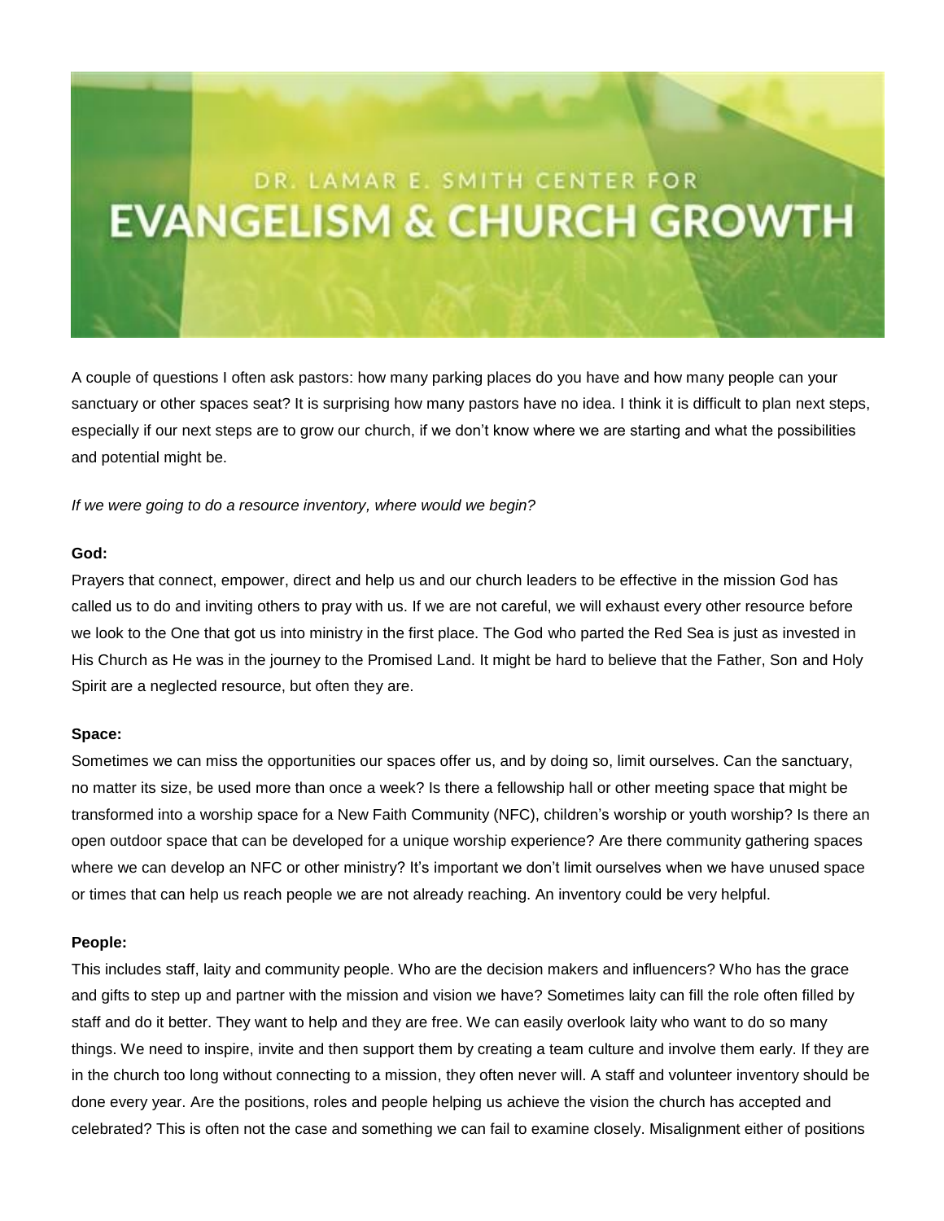# DR. LAMAR E. SMITH CENTER FOR EVANGELISM & CHURCH GROWTH

A couple of questions I often ask pastors: how many parking places do you have and how many people can your sanctuary or other spaces seat? It is surprising how many pastors have no idea. I think it is difficult to plan next steps, especially if our next steps are to grow our church, if we don't know where we are starting and what the possibilities and potential might be.

*If we were going to do a resource inventory, where would we begin?*

**God:**

Prayers that connect, empower, direct and help us and our church leaders to be effective in the mission God has called us to do and inviting others to pray with us. If we are not careful, we will exhaust every other resource before we look to the One that got us into ministry in the first place. The God who parted the Red Sea is just as invested in His Church as He was in the journey to the Promised Land. It might be hard to believe that the Father, Son and Holy Spirit are a neglected resource, but often they are.

**Space:**

Sometimes we can miss the opportunities our spaces offer us, and by doing so, limit ourselves. Can the sanctuary, no matter its size, be used more than once a week? Is there a fellowship hall or other meeting space that might be transformed into a worship space for a New Faith Community (NFC), children's worship or youth worship? Is there an open outdoor space that can be developed for a unique worship experience? Are there community gathering spaces where we can develop an NFC or other ministry? It's important we don't limit ourselves when we have unused space or times that can help us reach people we are not already reaching. An inventory could be very helpful.

**People:**

This includes staff, laity and community people. Who are the decision makers and influencers? Who has the grace and gifts to step up and partner with the mission and vision we have? Sometimes laity can fill the role often filled by staff and do it better. They want to help and they are free. We can easily overlook laity who want to do so many things. We need to inspire, invite and then support them by creating a team culture and involve them early. If they are in the church too long without connecting to a mission, they often never will. A staff and volunteer inventory should be done every year. Are the positions, roles and people helping us achieve the vision the church has accepted and celebrated? This is often not the case and something we can fail to examine closely. Misalignment either of positions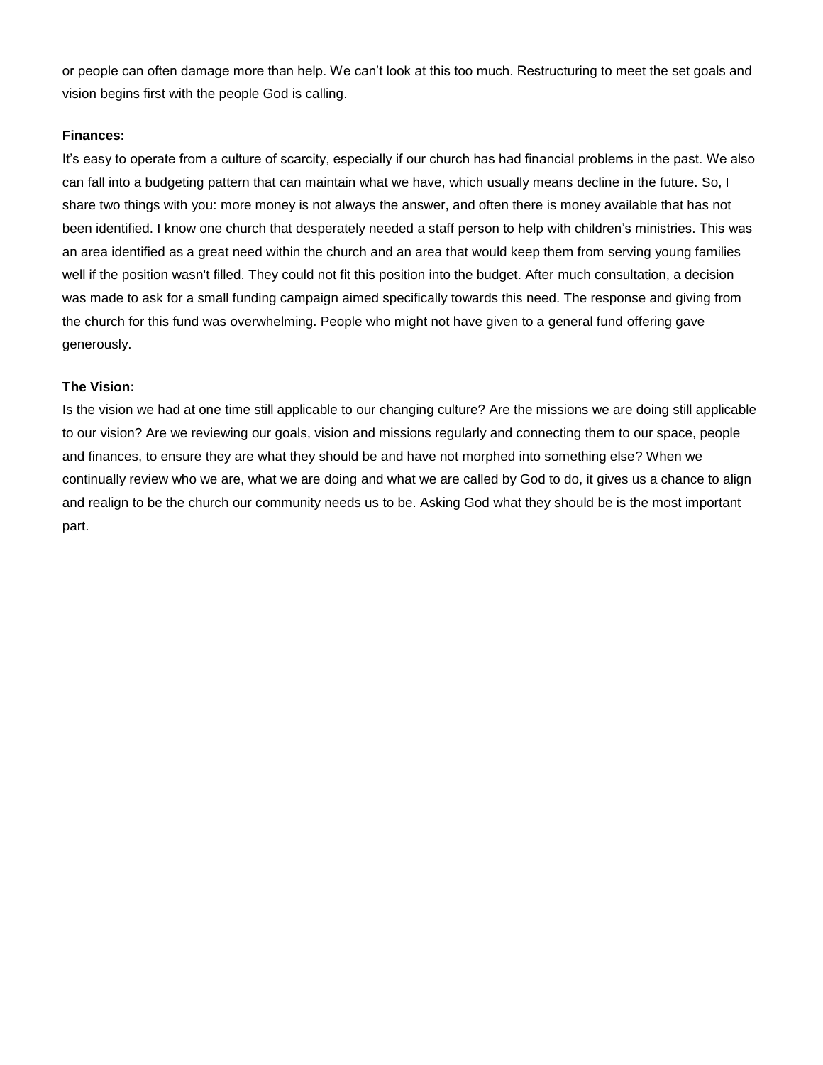or people can often damage more than help. We can't look at this too much. Restructuring to meet the set goals and vision begins first with the people God is calling.

**Finances:**

It's easy to operate from a culture of scarcity, especially if our church has had financial problems in the past. We also can fall into a budgeting pattern that can maintain what we have, which usually means decline in the future. So, I share two things with you: more money is not always the answer, and often there is money available that has not been identified. I know one church that desperately needed a staff person to help with children's ministries. This was an area identified as a great need within the church and an area that would keep them from serving young families well if the position wasn't filled. They could not fit this position into the budget. After much consultation, a decision was made to ask for a small funding campaign aimed specifically towards this need. The response and giving from the church for this fund was overwhelming. People who might not have given to a general fund offering gave generously.

**The Vision:**

Is the vision we had at one time still applicable to our changing culture? Are the missions we are doing still applicable to our vision? Are we reviewing our goals, vision and missions regularly and connecting them to our space, people and finances, to ensure they are what they should be and have not morphed into something else? When we continually review who we are, what we are doing and what we are called by God to do, it gives us a chance to align and realign to be the church our community needs us to be. Asking God what they should be is the most important part.